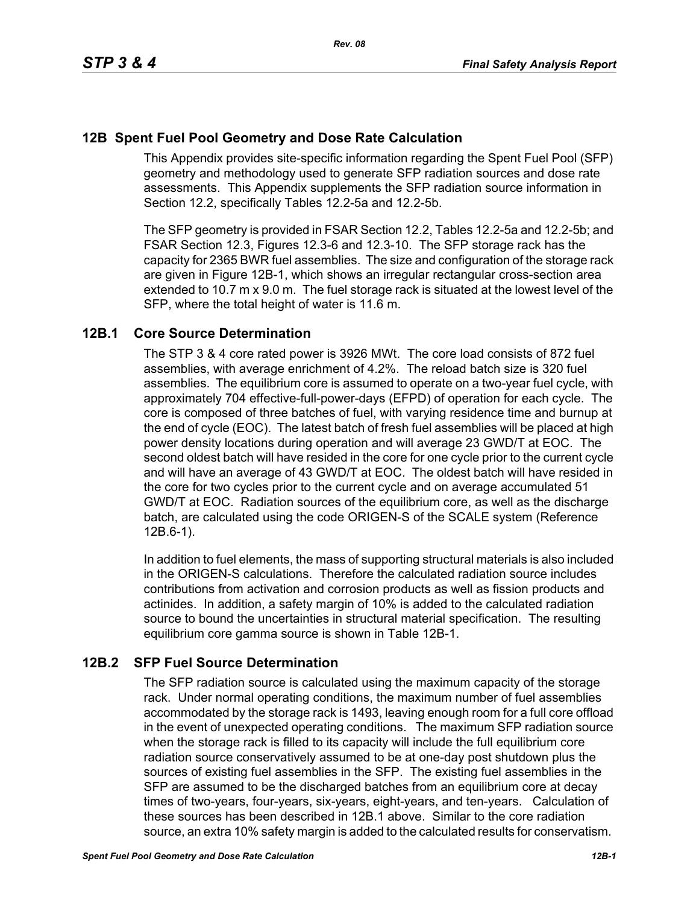## 12B Spent Fuel Pool Geometry and Dose Rate Calculation

This Appendix provides site-specific information regarding the Spent Fuel Pool (SFP) geometry and methodology used to generate SFP radiation sources and dose rate assessments. This Appendix supplements the SFP radiation source information in Section 12.2, specifically Tables 12.2-5a and 12.2-5b.

The SFP geometry is provided in FSAR Section 12.2, Tables 12.2-5a and 12.2-5b; and FSAR Section 12.3, Figures 12.3-6 and 12.3-10. The SFP storage rack has the capacity for 2365 BWR fuel assemblies. The size and configuration of the storage rack are given in Figure 12B-1, which shows an irregular rectangular cross-section area extended to 10.7 m x 9.0 m. The fuel storage rack is situated at the lowest level of the SFP, where the total height of water is 11.6 m.

### 12B.1 Core Source Determination

The STP 3 & 4 core rated power is 3926 MWt. The core load consists of 872 fuel assemblies, with average enrichment of 4.2%. The reload batch size is 320 fuel assemblies. The equilibrium core is assumed to operate on a two-year fuel cycle, with approximately 704 effective-full-power-days (EFPD) of operation for each cycle. The core is composed of three batches of fuel, with varying residence time and burnup at the end of cycle (EOC). The latest batch of fresh fuel assemblies will be placed at high power density locations during operation and will average 23 GWD/T at EOC. The second oldest batch will have resided in the core for one cycle prior to the current cycle and will have an average of 43 GWD/T at EOC. The oldest batch will have resided in the core for two cycles prior to the current cycle and on average accumulated 51 GWD/T at EOC. Radiation sources of the equilibrium core, as well as the discharge batch, are calculated using the code ORIGEN-S of the SCALE system (Reference 12B.6-1).

In addition to fuel elements, the mass of supporting structural materials is also included in the ORIGEN-S calculations. Therefore the calculated radiation source includes contributions from activation and corrosion products as well as fission products and actinides. In addition, a safety margin of 10% is added to the calculated radiation source to bound the uncertainties in structural material specification. The resulting equilibrium core gamma source is shown in Table 12B-1.

### 12B.2 SFP Fuel Source Determination

The SFP radiation source is calculated using the maximum capacity of the storage rack. Under normal operating conditions, the maximum number of fuel assemblies accommodated by the storage rack is 1493, leaving enough room for a full core offload in the event of unexpected operating conditions. The maximum SFP radiation source when the storage rack is filled to its capacity will include the full equilibrium core radiation source conservatively assumed to be at one-day post shutdown plus the sources of existing fuel assemblies in the SFP. The existing fuel assemblies in the SFP are assumed to be the discharged batches from an equilibrium core at decay times of two-years, four-years, six-years, eight-years, and ten-years. Calculation of these sources has been described in 12B.1 above. Similar to the core radiation source, an extra 10% safety margin is added to the calculated results for conservatism.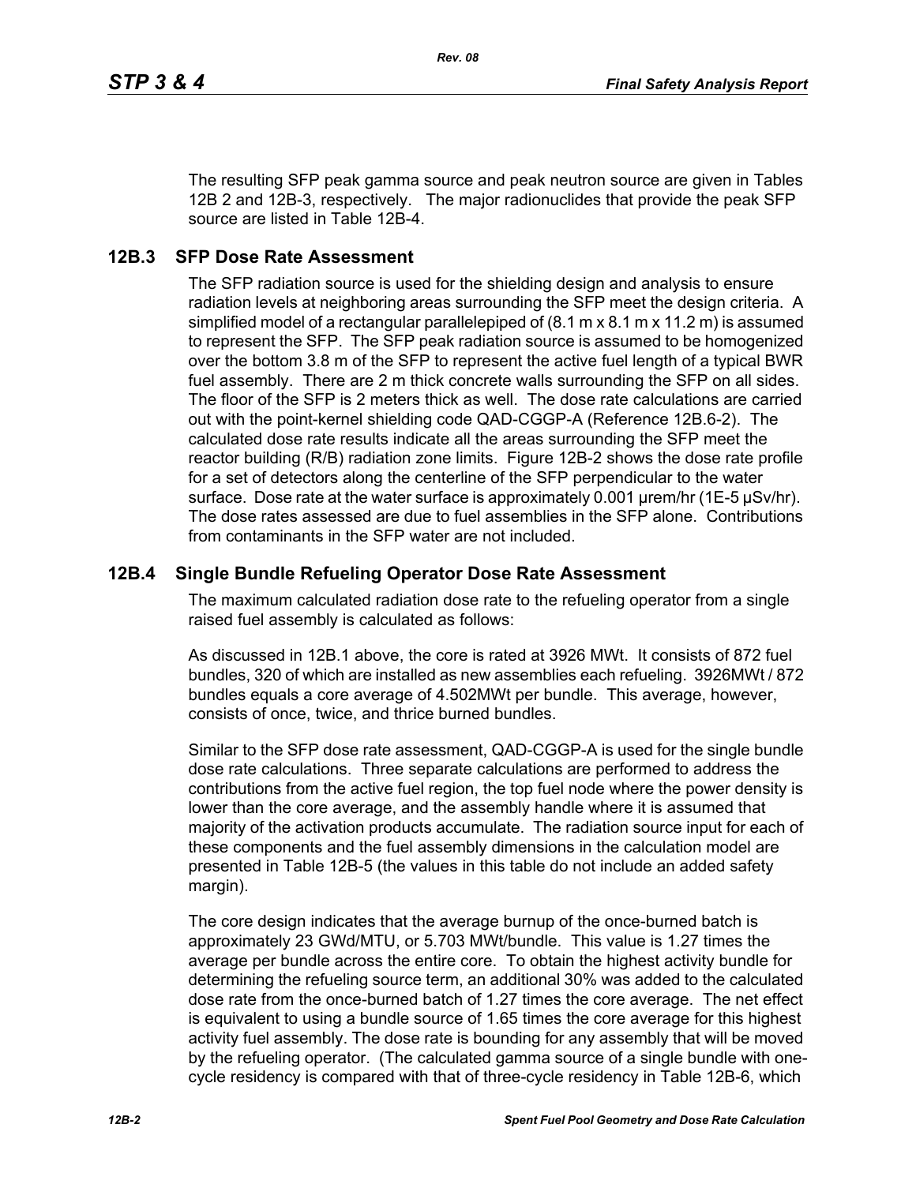The resulting SFP peak gamma source and peak neutron source are given in Tables 12B 2 and 12B-3, respectively. The major radionuclides that provide the peak SFP source are listed in Table 12B-4.

## 12B.3 SFP Dose Rate Assessment

The SFP radiation source is used for the shielding design and analysis to ensure radiation levels at neighboring areas surrounding the SFP meet the design criteria. A simplified model of a rectangular parallelepiped of (8.1 m x 8.1 m x 11.2 m) is assumed to represent the SFP. The SFP peak radiation source is assumed to be homogenized over the bottom 3.8 m of the SFP to represent the active fuel length of a typical BWR fuel assembly. There are 2 m thick concrete walls surrounding the SFP on all sides. The floor of the SFP is 2 meters thick as well. The dose rate calculations are carried out with the point-kernel shielding code QAD-CGGP-A (Reference 12B.6-2). The calculated dose rate results indicate all the areas surrounding the SFP meet the reactor building (R/B) radiation zone limits. Figure 12B-2 shows the dose rate profile for a set of detectors along the centerline of the SFP perpendicular to the water surface. Dose rate at the water surface is approximately 0.001 μrem/hr (1E-5 μSv/hr). The dose rates assessed are due to fuel assemblies in the SFP alone. Contributions from contaminants in the SFP water are not included.

## 12B.4 Single Bundle Refueling Operator Dose Rate Assessment

The maximum calculated radiation dose rate to the refueling operator from a single raised fuel assembly is calculated as follows:

As discussed in 12B.1 above, the core is rated at 3926 MWt. It consists of 872 fuel bundles, 320 of which are installed as new assemblies each refueling. 3926MWt / 872 bundles equals a core average of 4.502MWt per bundle. This average, however, consists of once, twice, and thrice burned bundles.

Similar to the SFP dose rate assessment, QAD-CGGP-A is used for the single bundle dose rate calculations. Three separate calculations are performed to address the contributions from the active fuel region, the top fuel node where the power density is lower than the core average, and the assembly handle where it is assumed that majority of the activation products accumulate. The radiation source input for each of these components and the fuel assembly dimensions in the calculation model are presented in Table 12B-5 (the values in this table do not include an added safety margin).

The core design indicates that the average burnup of the once-burned batch is approximately 23 GWd/MTU, or 5.703 MWt/bundle. This value is 1.27 times the average per bundle across the entire core. To obtain the highest activity bundle for determining the refueling source term, an additional 30% was added to the calculated dose rate from the once-burned batch of 1.27 times the core average. The net effect is equivalent to using a bundle source of 1.65 times the core average for this highest activity fuel assembly. The dose rate is bounding for any assembly that will be moved by the refueling operator. (The calculated gamma source of a single bundle with one-cycle residency is compared with that of three-cycle residency in Table 12B-6, which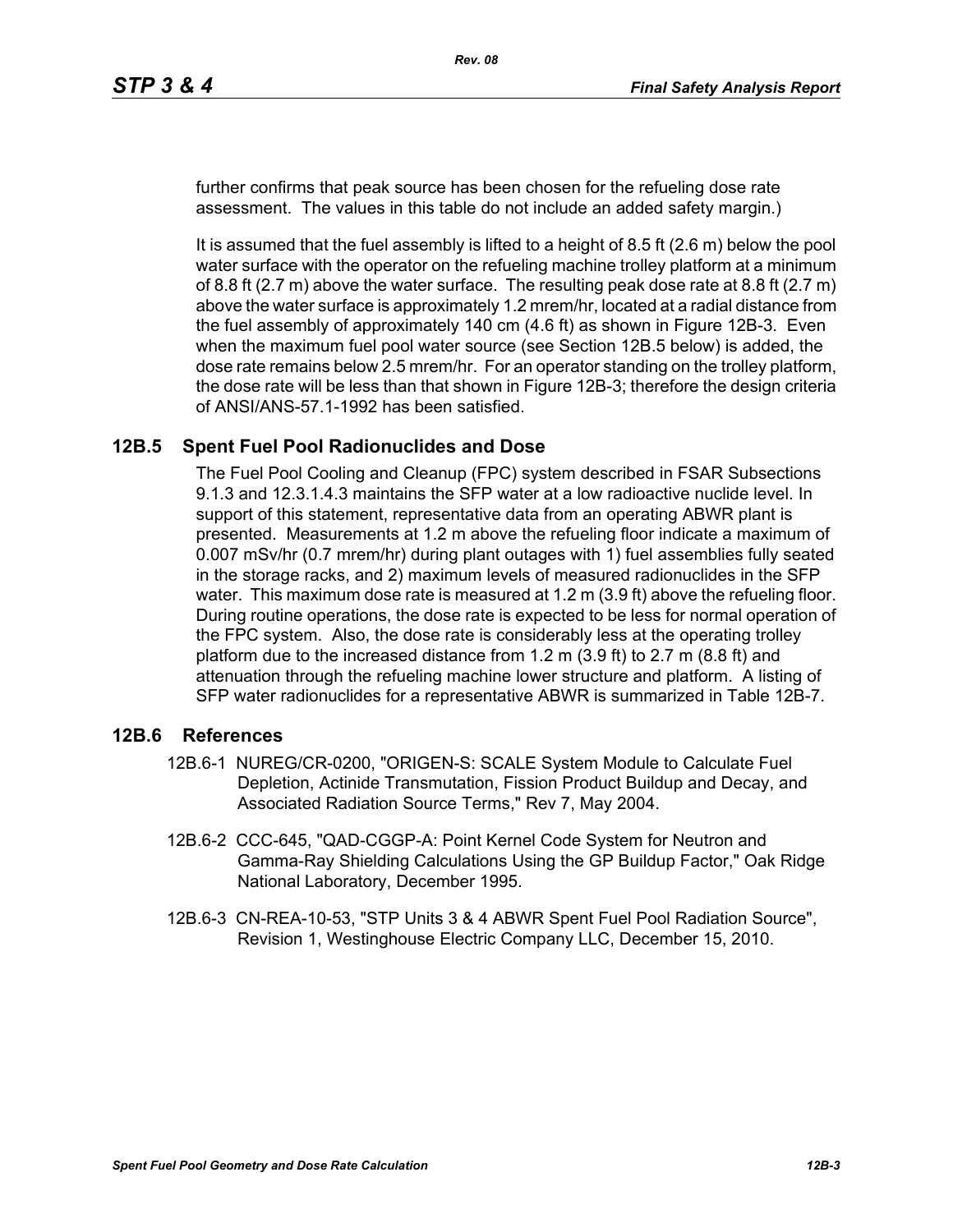further confirms that peak source has been chosen for the refueling dose rate assessment. The values in this table do not include an added safety margin.)

It is assumed that the fuel assembly is lifted to a height of 8.5 ft (2.6 m) below the pool water surface with the operator on the refueling machine trolley platform at a minimum of 8.8 ft (2.7 m) above the water surface. The resulting peak dose rate at 8.8 ft (2.7 m) above the water surface is approximately 1.2 mrem/hr, located at a radial distance from the fuel assembly of approximately 140 cm (4.6 ft) as shown in Figure 12B-3. Even when the maximum fuel pool water source (see Section 12B.5 below) is added, the dose rate remains below 2.5 mrem/hr. For an operator standing on the trolley platform, the dose rate will be less than that shown in Figure 12B-3; therefore the design criteria of ANSI/ANS-57.1-1992 has been satisfied.

## 12B.5 Spent Fuel Pool Radionuclides and Dose

The Fuel Pool Cooling and Cleanup (FPC) system described in FSAR Subsections 9.1.3 and 12.3.1.4.3 maintains the SFP water at a low radioactive nuclide level. In support of this statement, representative data from an operating ABWR plant is presented. Measurements at 1.2 m above the refueling floor indicate a maximum of 0.007 mSv/hr (0.7 mrem/hr) during plant outages with 1) fuel assemblies fully seated in the storage racks, and 2) maximum levels of measured radionuclides in the SFP water. This maximum dose rate is measured at 1.2 m (3.9 ft) above the refueling floor. During routine operations, the dose rate is expected to be less for normal operation of the FPC system. Also, the dose rate is considerably less at the operating trolley platform due to the increased distance from 1.2 m (3.9 ft) to 2.7 m (8.8 ft) and attenuation through the refueling machine lower structure and platform. A listing of SFP water radionuclides for a representative ABWR is summarized in Table 12B-7.

## 12B.6 References

12B.6-1 NUREG/CR-0200, "ORIGEN-S: SCALE System Module to Calculate Fuel Depletion, Actinide Transmutation, Fission Product Buildup and Decay, and Associated Radiation Source Terms," Rev 7, May 2004.

12B.6-2 CCC-645, "QAD-CGGP-A: Point Kernel Code System for Neutron and Gamma-Ray Shielding Calculations Using the GP Buildup Factor," Oak Ridge National Laboratory, December 1995.

12B.6-3 CN-REA-10-53, "STP Units 3 & 4 ABWR Spent Fuel Pool Radiation Source", Revision 1, Westinghouse Electric Company LLC, December 15, 2010.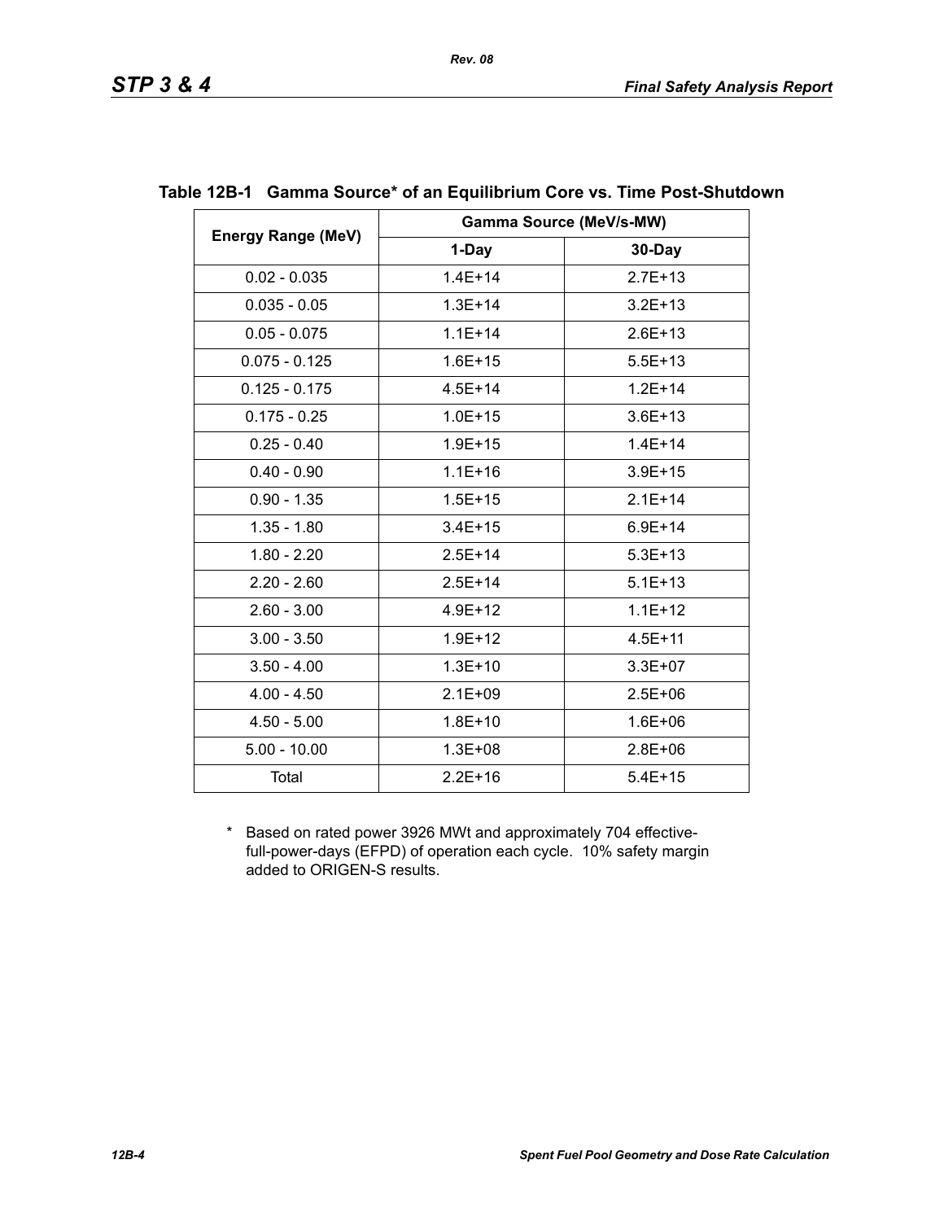## Table 12B-1 Gamma Source* of an Equilibrium Core vs. Time Post-Shutdown

| Energy Range (MeV) | Gamma Source (MeV/s-MW) | |
|---|---|---|
| | 1-Day | 30-Day |
| 0.02 - 0.035 | 1.4E+14 | 2.7E+13 |
| 0.035 - 0.05 | 1.3E+14 | 3.2E+13 |
| 0.05 - 0.075 | 1.1E+14 | 2.6E+13 |
| 0.075 - 0.125 | 1.6E+15 | 5.5E+13 |
| 0.125 - 0.175 | 4.5E+14 | 1.2E+14 |
| 0.175 - 0.25 | 1.0E+15 | 3.6E+13 |
| 0.25 - 0.40 | 1.9E+15 | 1.4E+14 |
| 0.40 - 0.90 | 1.1E+16 | 3.9E+15 |
| 0.90 - 1.35 | 1.5E+15 | 2.1E+14 |
| 1.35 - 1.80 | 3.4E+15 | 6.9E+14 |
| 1.80 - 2.20 | 2.5E+14 | 5.3E+13 |
| 2.20 - 2.60 | 2.5E+14 | 5.1E+13 |
| 2.60 - 3.00 | 4.9E+12 | 1.1E+12 |
| 3.00 - 3.50 | 1.9E+12 | 4.5E+11 |
| 3.50 - 4.00 | 1.3E+10 | 3.3E+07 |
| 4.00 - 4.50 | 2.1E+09 | 2.5E+06 |
| 4.50 - 5.00 | 1.8E+10 | 1.6E+06 |
| 5.00 - 10.00 | 1.3E+08 | 2.8E+06 |
| Total | 2.2E+16 | 5.4E+15 |

\* Based on rated power 3926 MWt and approximately 704 effective-full-power-days (EFPD) of operation each cycle. 10% safety margin added to ORIGEN-S results.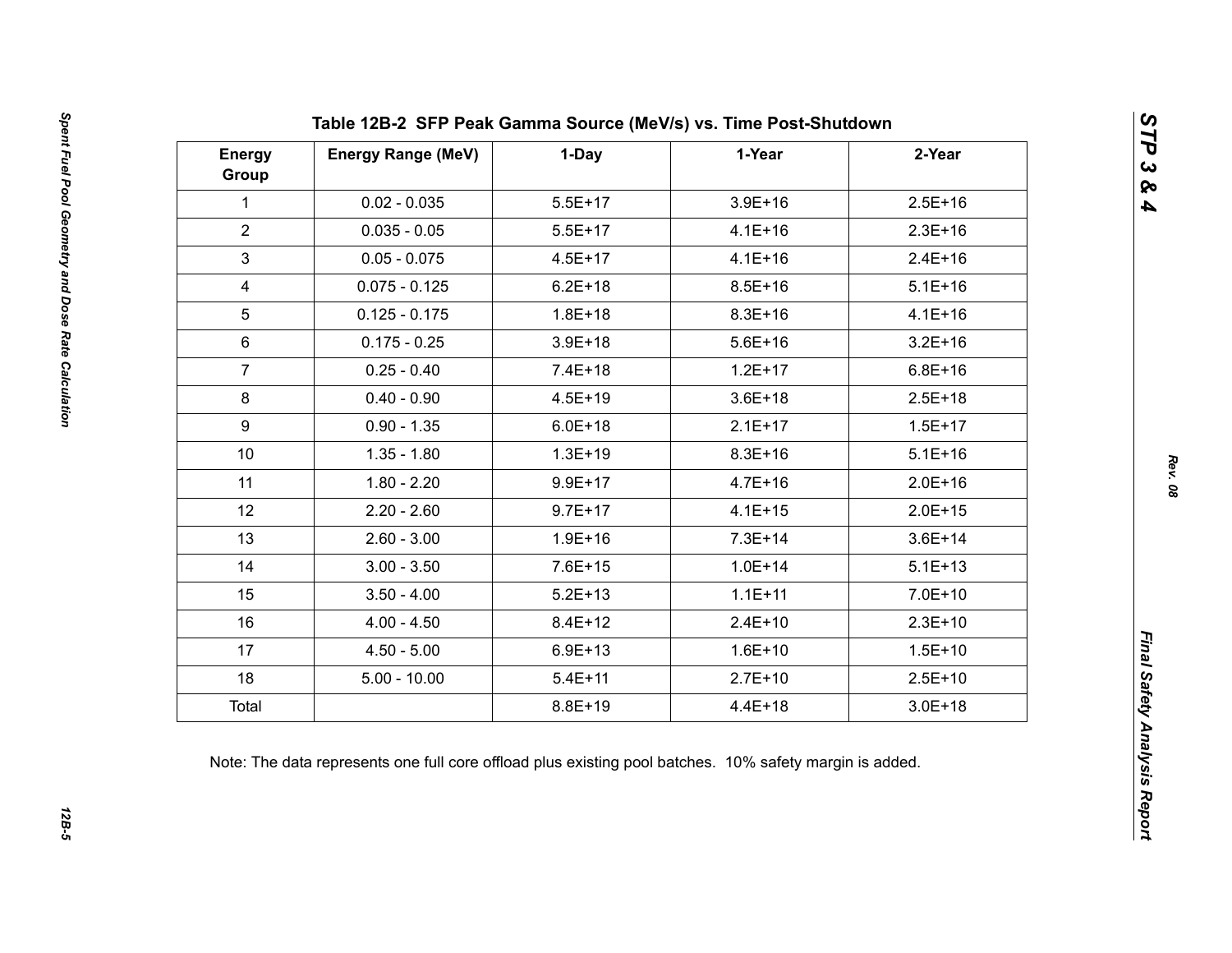## Table 12B-2 SFP Peak Gamma Source (MeV/s) vs. Time Post-Shutdown

| Energy Group | Energy Range (MeV) | 1-Day | 1-Year | 2-Year |
|---|---|---|---|---|
| 1 | 0.02 - 0.035 | 5.5E+17 | 3.9E+16 | 2.5E+16 |
| 2 | 0.035 - 0.05 | 5.5E+17 | 4.1E+16 | 2.3E+16 |
| 3 | 0.05 - 0.075 | 4.5E+17 | 4.1E+16 | 2.4E+16 |
| 4 | 0.075 - 0.125 | 6.2E+18 | 8.5E+16 | 5.1E+16 |
| 5 | 0.125 - 0.175 | 1.8E+18 | 8.3E+16 | 4.1E+16 |
| 6 | 0.175 - 0.25 | 3.9E+18 | 5.6E+16 | 3.2E+16 |
| 7 | 0.25 - 0.40 | 7.4E+18 | 1.2E+17 | 6.8E+16 |
| 8 | 0.40 - 0.90 | 4.5E+19 | 3.6E+18 | 2.5E+18 |
| 9 | 0.90 - 1.35 | 6.0E+18 | 2.1E+17 | 1.5E+17 |
| 10 | 1.35 - 1.80 | 1.3E+19 | 8.3E+16 | 5.1E+16 |
| 11 | 1.80 - 2.20 | 9.9E+17 | 4.7E+16 | 2.0E+16 |
| 12 | 2.20 - 2.60 | 9.7E+17 | 4.1E+15 | 2.0E+15 |
| 13 | 2.60 - 3.00 | 1.9E+16 | 7.3E+14 | 3.6E+14 |
| 14 | 3.00 - 3.50 | 7.6E+15 | 1.0E+14 | 5.1E+13 |
| 15 | 3.50 - 4.00 | 5.2E+13 | 1.1E+11 | 7.0E+10 |
| 16 | 4.00 - 4.50 | 8.4E+12 | 2.4E+10 | 2.3E+10 |
| 17 | 4.50 - 5.00 | 6.9E+13 | 1.6E+10 | 1.5E+10 |
| 18 | 5.00 - 10.00 | 5.4E+11 | 2.7E+10 | 2.5E+10 |
| Total | | 8.8E+19 | 4.4E+18 | 3.0E+18 |

Note: The data represents one full core offload plus existing pool batches. 10% safety margin is added.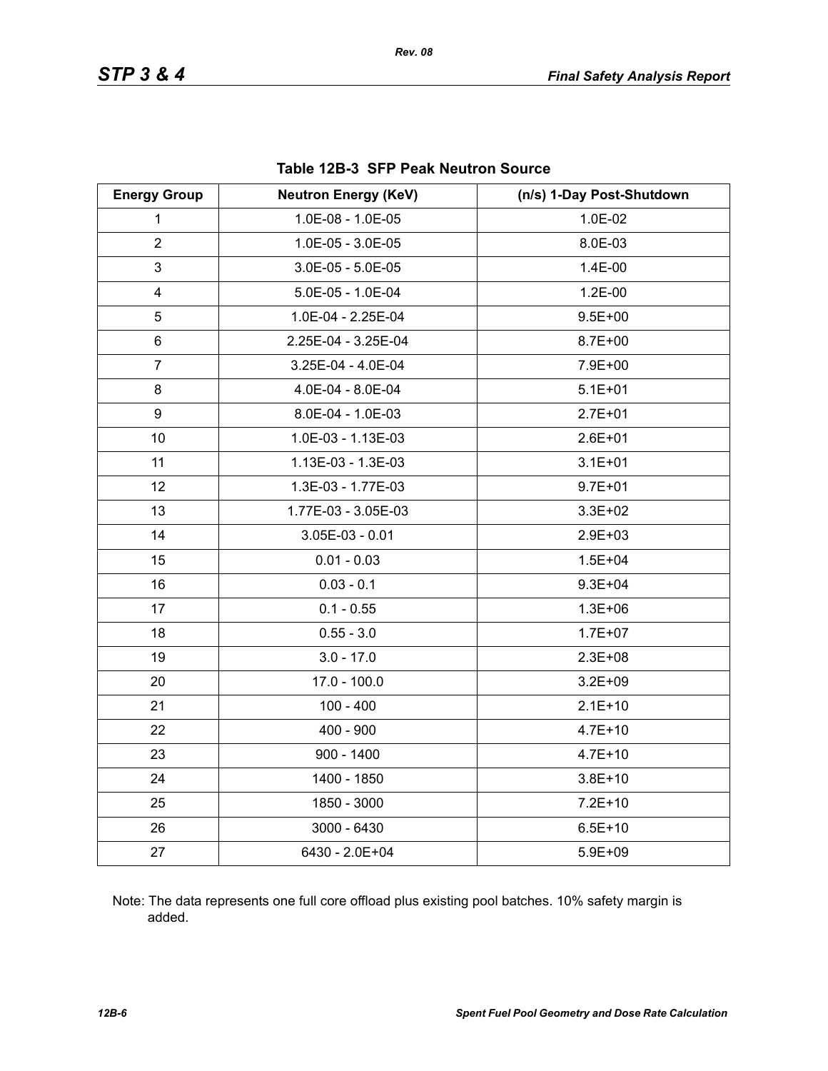**Table 12B-3 SFP Peak Neutron Source**

| Energy Group | Neutron Energy (KeV) | (n/s) 1-Day Post-Shutdown |
|---|---|---|
| 1 | 1.0E-08 - 1.0E-05 | 1.0E-02 |
| 2 | 1.0E-05 - 3.0E-05 | 8.0E-03 |
| 3 | 3.0E-05 - 5.0E-05 | 1.4E-00 |
| 4 | 5.0E-05 - 1.0E-04 | 1.2E-00 |
| 5 | 1.0E-04 - 2.25E-04 | 9.5E+00 |
| 6 | 2.25E-04 - 3.25E-04 | 8.7E+00 |
| 7 | 3.25E-04 - 4.0E-04 | 7.9E+00 |
| 8 | 4.0E-04 - 8.0E-04 | 5.1E+01 |
| 9 | 8.0E-04 - 1.0E-03 | 2.7E+01 |
| 10 | 1.0E-03 - 1.13E-03 | 2.6E+01 |
| 11 | 1.13E-03 - 1.3E-03 | 3.1E+01 |
| 12 | 1.3E-03 - 1.77E-03 | 9.7E+01 |
| 13 | 1.77E-03 - 3.05E-03 | 3.3E+02 |
| 14 | 3.05E-03 - 0.01 | 2.9E+03 |
| 15 | 0.01 - 0.03 | 1.5E+04 |
| 16 | 0.03 - 0.1 | 9.3E+04 |
| 17 | 0.1 - 0.55 | 1.3E+06 |
| 18 | 0.55 - 3.0 | 1.7E+07 |
| 19 | 3.0 - 17.0 | 2.3E+08 |
| 20 | 17.0 - 100.0 | 3.2E+09 |
| 21 | 100 - 400 | 2.1E+10 |
| 22 | 400 - 900 | 4.7E+10 |
| 23 | 900 - 1400 | 4.7E+10 |
| 24 | 1400 - 1850 | 3.8E+10 |
| 25 | 1850 - 3000 | 7.2E+10 |
| 26 | 3000 - 6430 | 6.5E+10 |
| 27 | 6430 - 2.0E+04 | 5.9E+09 |

Note: The data represents one full core offload plus existing pool batches. 10% safety margin is added.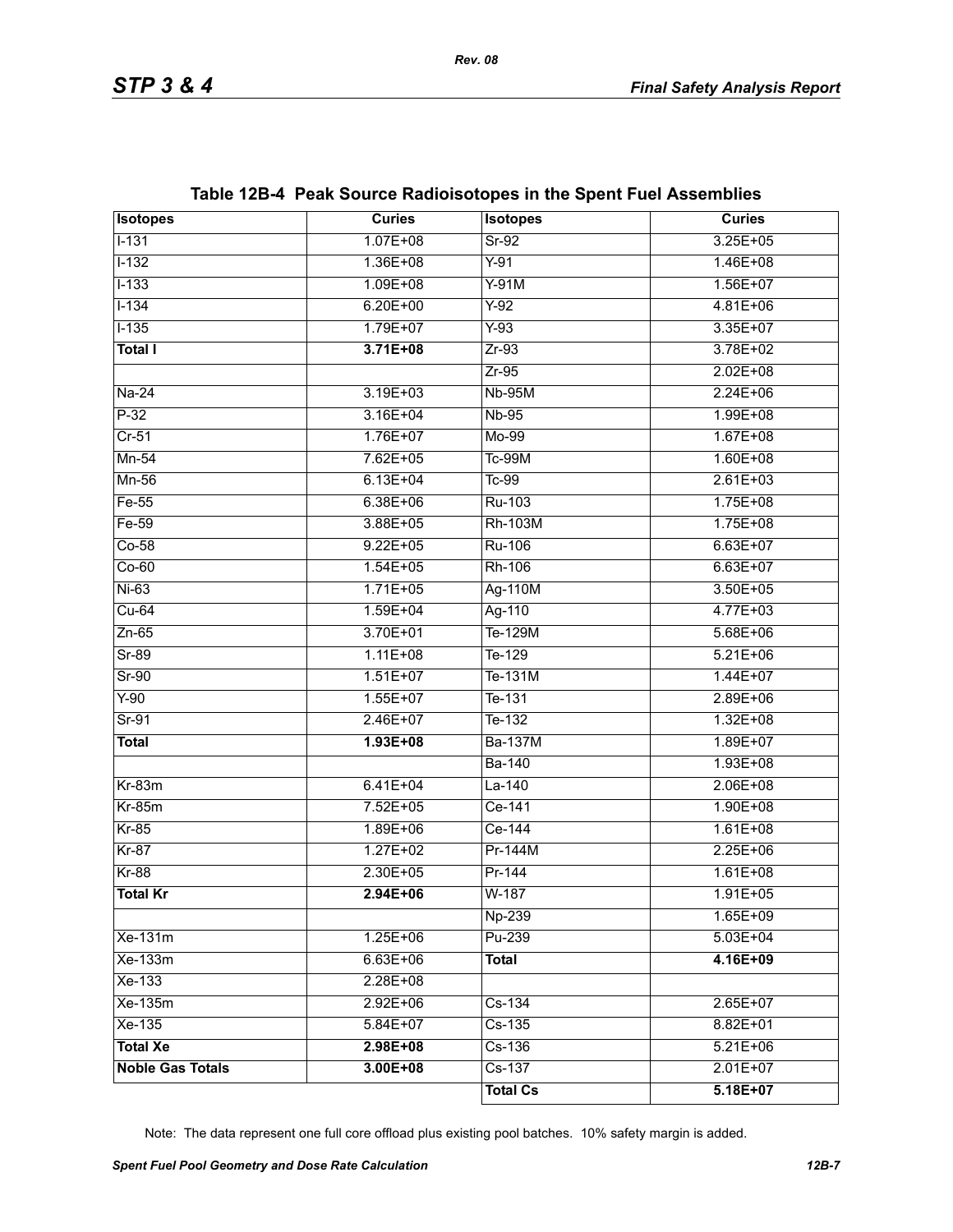## Table 12B-4 Peak Source Radioisotopes in the Spent Fuel Assemblies

| Isotopes | Curies | Isotopes | Curies |
|---|---|---|---|
| I-131 | 1.07E+08 | Sr-92 | 3.25E+05 |
| I-132 | 1.36E+08 | Y-91 | 1.46E+08 |
| I-133 | 1.09E+08 | Y-91M | 1.56E+07 |
| I-134 | 6.20E+00 | Y-92 | 4.81E+06 |
| I-135 | 1.79E+07 | Y-93 | 3.35E+07 |
| **Total I** | **3.71E+08** | Zr-93 | 3.78E+02 |
| | | Zr-95 | 2.02E+08 |
| Na-24 | 3.19E+03 | Nb-95M | 2.24E+06 |
| P-32 | 3.16E+04 | Nb-95 | 1.99E+08 |
| Cr-51 | 1.76E+07 | Mo-99 | 1.67E+08 |
| Mn-54 | 7.62E+05 | Tc-99M | 1.60E+08 |
| Mn-56 | 6.13E+04 | Tc-99 | 2.61E+03 |
| Fe-55 | 6.38E+06 | Ru-103 | 1.75E+08 |
| Fe-59 | 3.88E+05 | Rh-103M | 1.75E+08 |
| Co-58 | 9.22E+05 | Ru-106 | 6.63E+07 |
| Co-60 | 1.54E+05 | Rh-106 | 6.63E+07 |
| Ni-63 | 1.71E+05 | Ag-110M | 3.50E+05 |
| Cu-64 | 1.59E+04 | Ag-110 | 4.77E+03 |
| Zn-65 | 3.70E+01 | Te-129M | 5.68E+06 |
| Sr-89 | 1.11E+08 | Te-129 | 5.21E+06 |
| Sr-90 | 1.51E+07 | Te-131M | 1.44E+07 |
| Y-90 | 1.55E+07 | Te-131 | 2.89E+06 |
| Sr-91 | 2.46E+07 | Te-132 | 1.32E+08 |
| **Total** | **1.93E+08** | Ba-137M | 1.89E+07 |
| | | Ba-140 | 1.93E+08 |
| Kr-83m | 6.41E+04 | La-140 | 2.06E+08 |
| Kr-85m | 7.52E+05 | Ce-141 | 1.90E+08 |
| Kr-85 | 1.89E+06 | Ce-144 | 1.61E+08 |
| Kr-87 | 1.27E+02 | Pr-144M | 2.25E+06 |
| Kr-88 | 2.30E+05 | Pr-144 | 1.61E+08 |
| **Total Kr** | **2.94E+06** | W-187 | 1.91E+05 |
| | | Np-239 | 1.65E+09 |
| Xe-131m | 1.25E+06 | Pu-239 | 5.03E+04 |
| Xe-133m | 6.63E+06 | **Total** | **4.16E+09** |
| Xe-133 | 2.28E+08 | | |
| Xe-135m | 2.92E+06 | Cs-134 | 2.65E+07 |
| Xe-135 | 5.84E+07 | Cs-135 | 8.82E+01 |
| **Total Xe** | **2.98E+08** | Cs-136 | 5.21E+06 |
| **Noble Gas Totals** | **3.00E+08** | Cs-137 | 2.01E+07 |
| | | **Total Cs** | **5.18E+07** |

Note: The data represent one full core offload plus existing pool batches. 10% safety margin is added.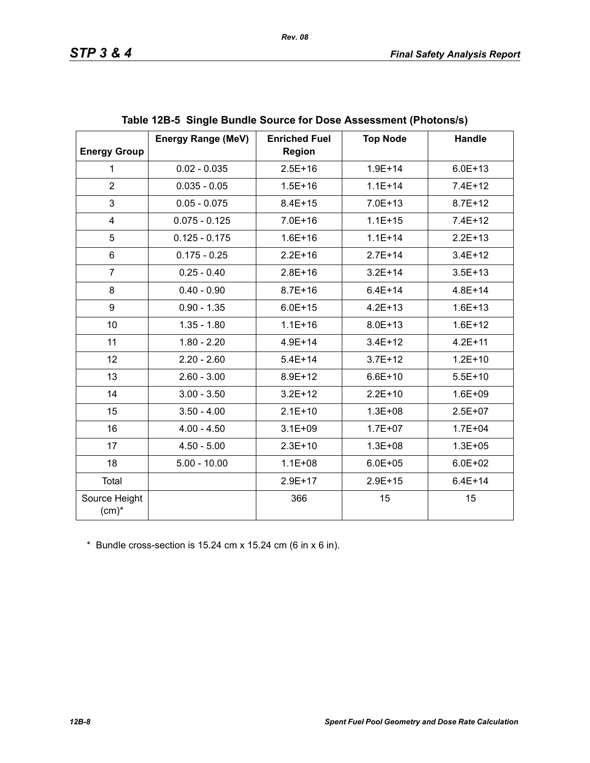**Table 12B-5 Single Bundle Source for Dose Assessment (Photons/s)**

| Energy Group | Energy Range (MeV) | Enriched Fuel Region | Top Node | Handle |
|---|---|---|---|---|
| 1 | 0.02 - 0.035 | 2.5E+16 | 1.9E+14 | 6.0E+13 |
| 2 | 0.035 - 0.05 | 1.5E+16 | 1.1E+14 | 7.4E+12 |
| 3 | 0.05 - 0.075 | 8.4E+15 | 7.0E+13 | 8.7E+12 |
| 4 | 0.075 - 0.125 | 7.0E+16 | 1.1E+15 | 7.4E+12 |
| 5 | 0.125 - 0.175 | 1.6E+16 | 1.1E+14 | 2.2E+13 |
| 6 | 0.175 - 0.25 | 2.2E+16 | 2.7E+14 | 3.4E+12 |
| 7 | 0.25 - 0.40 | 2.8E+16 | 3.2E+14 | 3.5E+13 |
| 8 | 0.40 - 0.90 | 8.7E+16 | 6.4E+14 | 4.8E+14 |
| 9 | 0.90 - 1.35 | 6.0E+15 | 4.2E+13 | 1.6E+13 |
| 10 | 1.35 - 1.80 | 1.1E+16 | 8.0E+13 | 1.6E+12 |
| 11 | 1.80 - 2.20 | 4.9E+14 | 3.4E+12 | 4.2E+11 |
| 12 | 2.20 - 2.60 | 5.4E+14 | 3.7E+12 | 1.2E+10 |
| 13 | 2.60 - 3.00 | 8.9E+12 | 6.6E+10 | 5.5E+10 |
| 14 | 3.00 - 3.50 | 3.2E+12 | 2.2E+10 | 1.6E+09 |
| 15 | 3.50 - 4.00 | 2.1E+10 | 1.3E+08 | 2.5E+07 |
| 16 | 4.00 - 4.50 | 3.1E+09 | 1.7E+07 | 1.7E+04 |
| 17 | 4.50 - 5.00 | 2.3E+10 | 1.3E+08 | 1.3E+05 |
| 18 | 5.00 - 10.00 | 1.1E+08 | 6.0E+05 | 6.0E+02 |
| Total | | 2.9E+17 | 2.9E+15 | 6.4E+14 |
| Source Height (cm)* | | 366 | 15 | 15 |

\* Bundle cross-section is 15.24 cm x 15.24 cm (6 in x 6 in).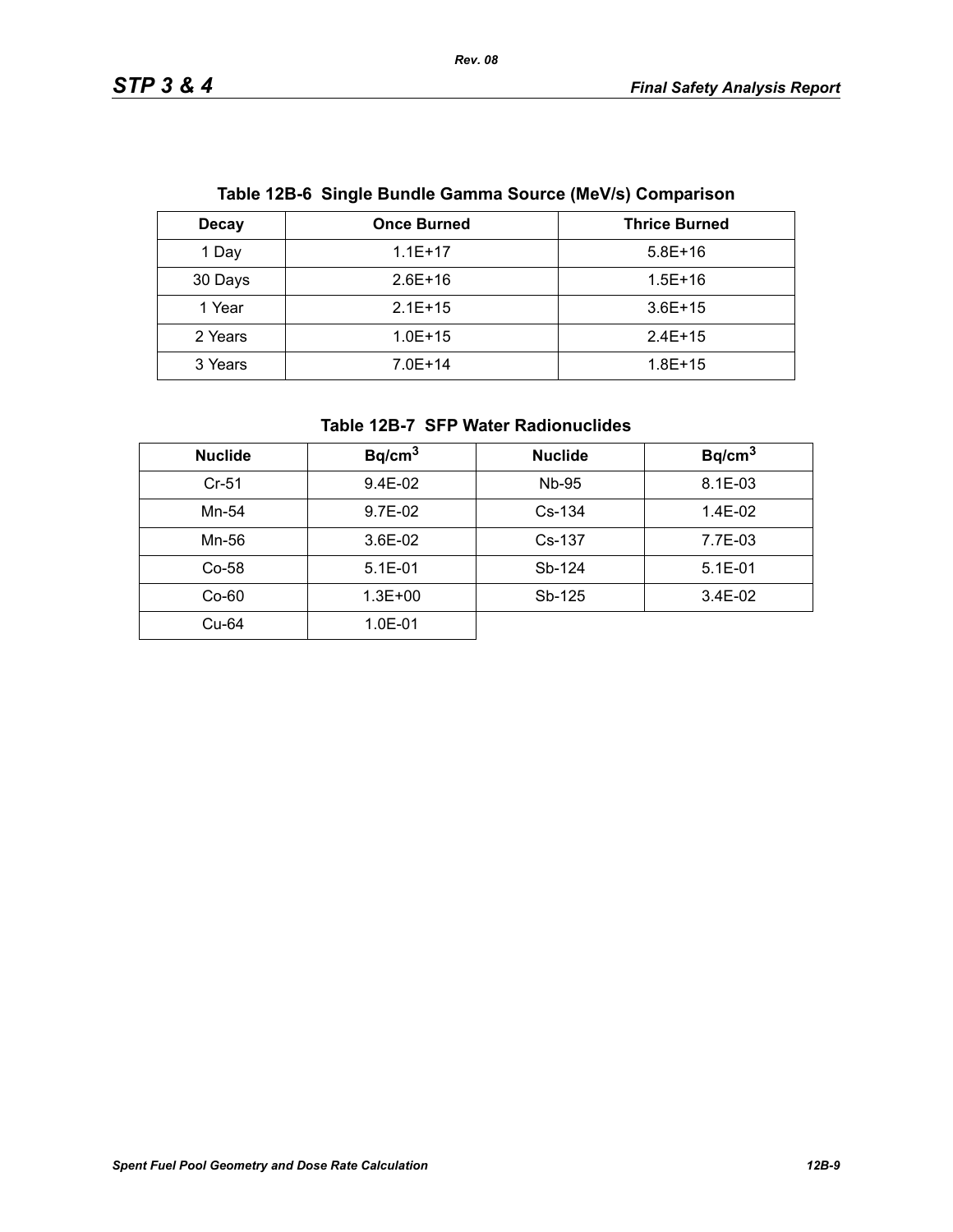**Table 12B-6 Single Bundle Gamma Source (MeV/s) Comparison**

| Decay | Once Burned | Thrice Burned |
|---|---|---|
| 1 Day | 1.1E+17 | 5.8E+16 |
| 30 Days | 2.6E+16 | 1.5E+16 |
| 1 Year | 2.1E+15 | 3.6E+15 |
| 2 Years | 1.0E+15 | 2.4E+15 |
| 3 Years | 7.0E+14 | 1.8E+15 |

**Table 12B-7 SFP Water Radionuclides**

| Nuclide | $Bq/cm^3$ | Nuclide | $Bq/cm^3$ |
|---|---|---|---|
| Cr-51 | 9.4E-02 | Nb-95 | 8.1E-03 |
| Mn-54 | 9.7E-02 | Cs-134 | 1.4E-02 |
| Mn-56 | 3.6E-02 | Cs-137 | 7.7E-03 |
| Co-58 | 5.1E-01 | Sb-124 | 5.1E-01 |
| Co-60 | 1.3E+00 | Sb-125 | 3.4E-02 |
| Cu-64 | 1.0E-01 | | |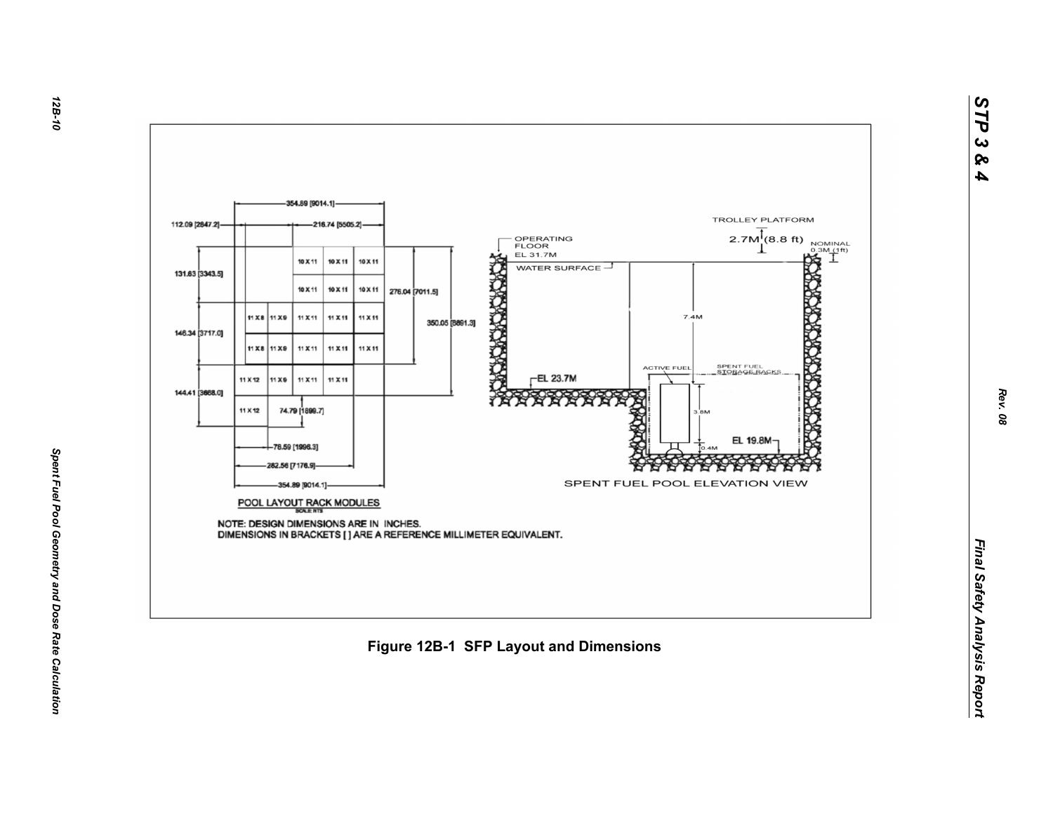POOL LAYOUT RACK MODULES

SCALE NTS

NOTE: DESIGN DIMENSIONS ARE IN INCHES.
DIMENSIONS IN BRACKETS [ ] ARE A REFERENCE MILLIMETER EQUIVALENT.

SPENT FUEL POOL ELEVATION VIEW

**Figure 12B-1 SFP Layout and Dimensions**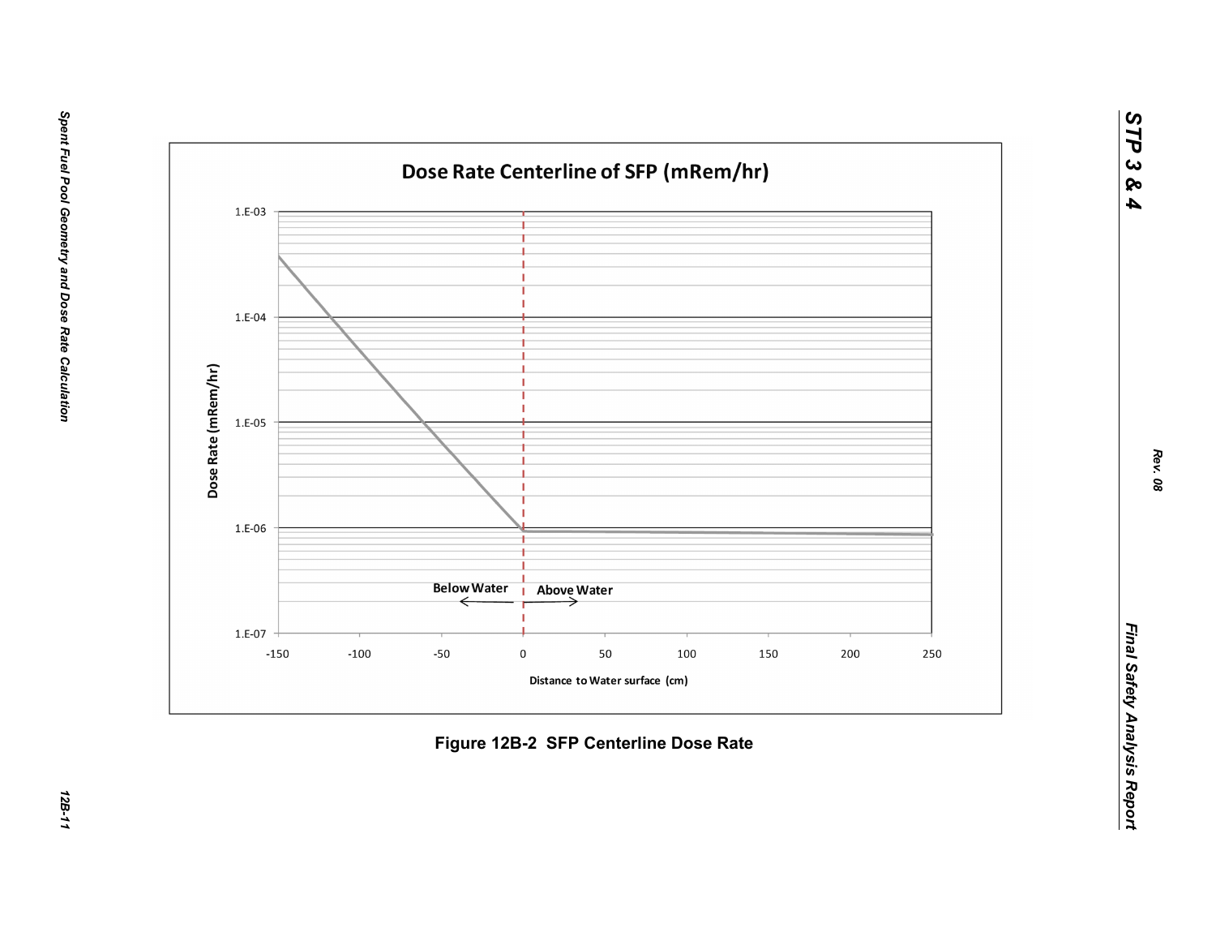Figure 12B-2 SFP Centerline Dose Rate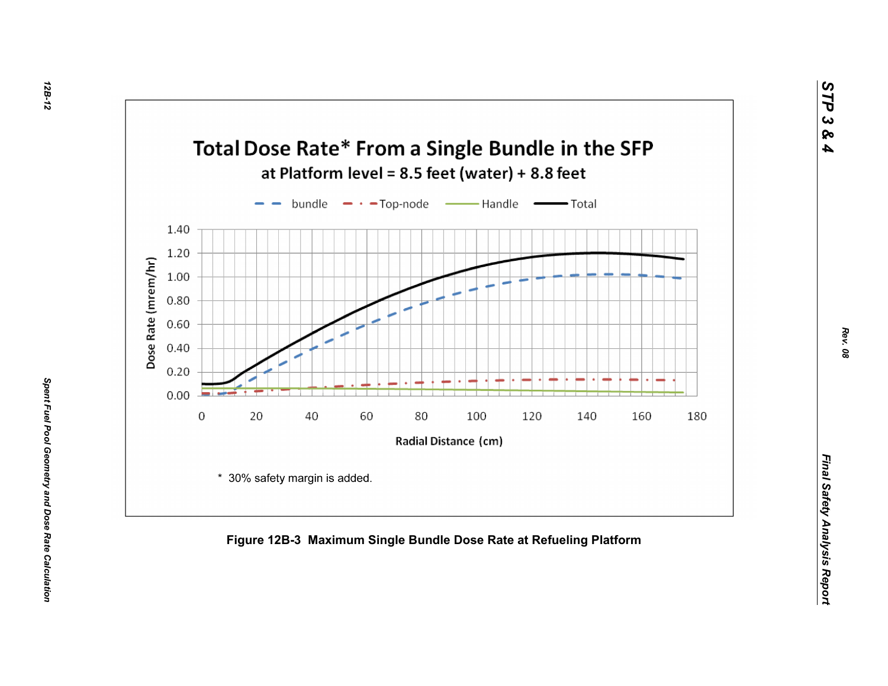Total Dose Rate* From a Single Bundle in the SFP

at Platform level = 8.5 feet (water) + 8.8 feet

bundle
Top-node
Handle
Total

Dose Rate (mrem/hr)

1.40
1.20
1.00
0.80
0.60
0.40
0.20
0.00

0
20
40
60
80
100
120
140
160
180

Radial Distance (cm)

\* 30% safety margin is added.

**Figure 12B-3 Maximum Single Bundle Dose Rate at Refueling Platform**